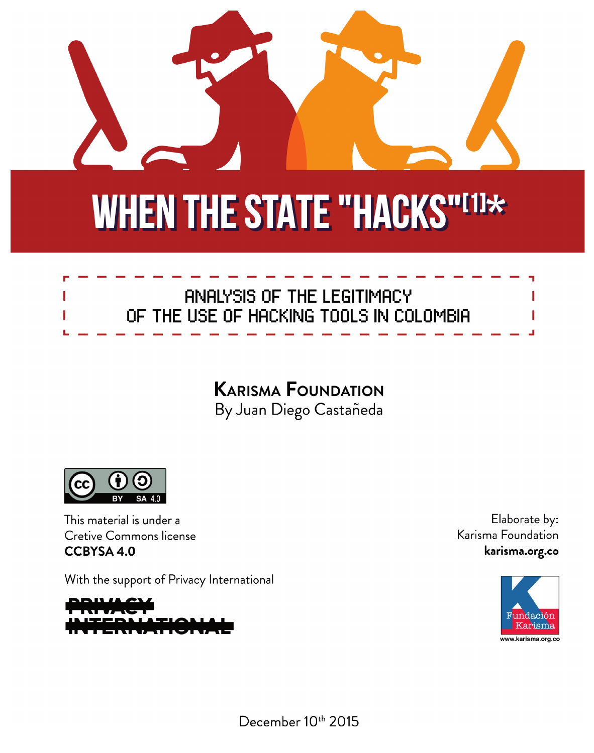# WHEN THE STATE "HACKS"[1]*

ANALYSIS OF THE LEGITIMACY
OF THE USE OF HACKING TOOLS IN COLOMBIA

**Karisma Foundation**
By Juan Diego Castañeda

This material is under a
Cretive Commons license
**CCBYSA 4.0**

With the support of Privacy International

PRIVACY INTERNATIONAL

Elaborate by:
Karisma Foundation
**karisma.org.co**

Fundación Karisma
www.karisma.org.co

December 10th 2015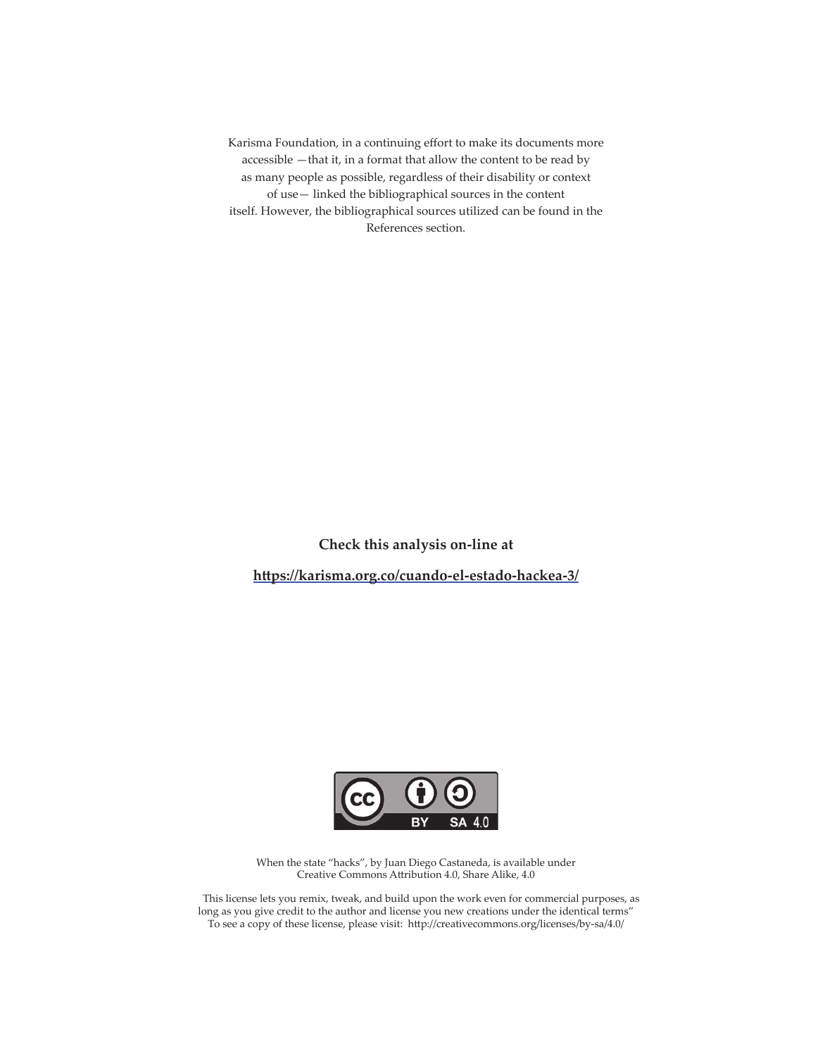Karisma Foundation, in a continuing effort to make its documents more accessible —that it, in a format that allow the content to be read by as many people as possible, regardless of their disability or context of use— linked the bibliographical sources in the content itself. However, the bibliographical sources utilized can be found in the References section.

**Check this analysis on-line at**

**https://karisma.org.co/cuando-el-estado-hackea-3/**

When the state "hacks", by Juan Diego Castaneda, is available under Creative Commons Attribution 4.0, Share Alike, 4.0

This license lets you remix, tweak, and build upon the work even for commercial purposes, as long as you give credit to the author and license you new creations under the identical terms" To see a copy of these license, please visit: http://creativecommons.org/licenses/by-sa/4.0/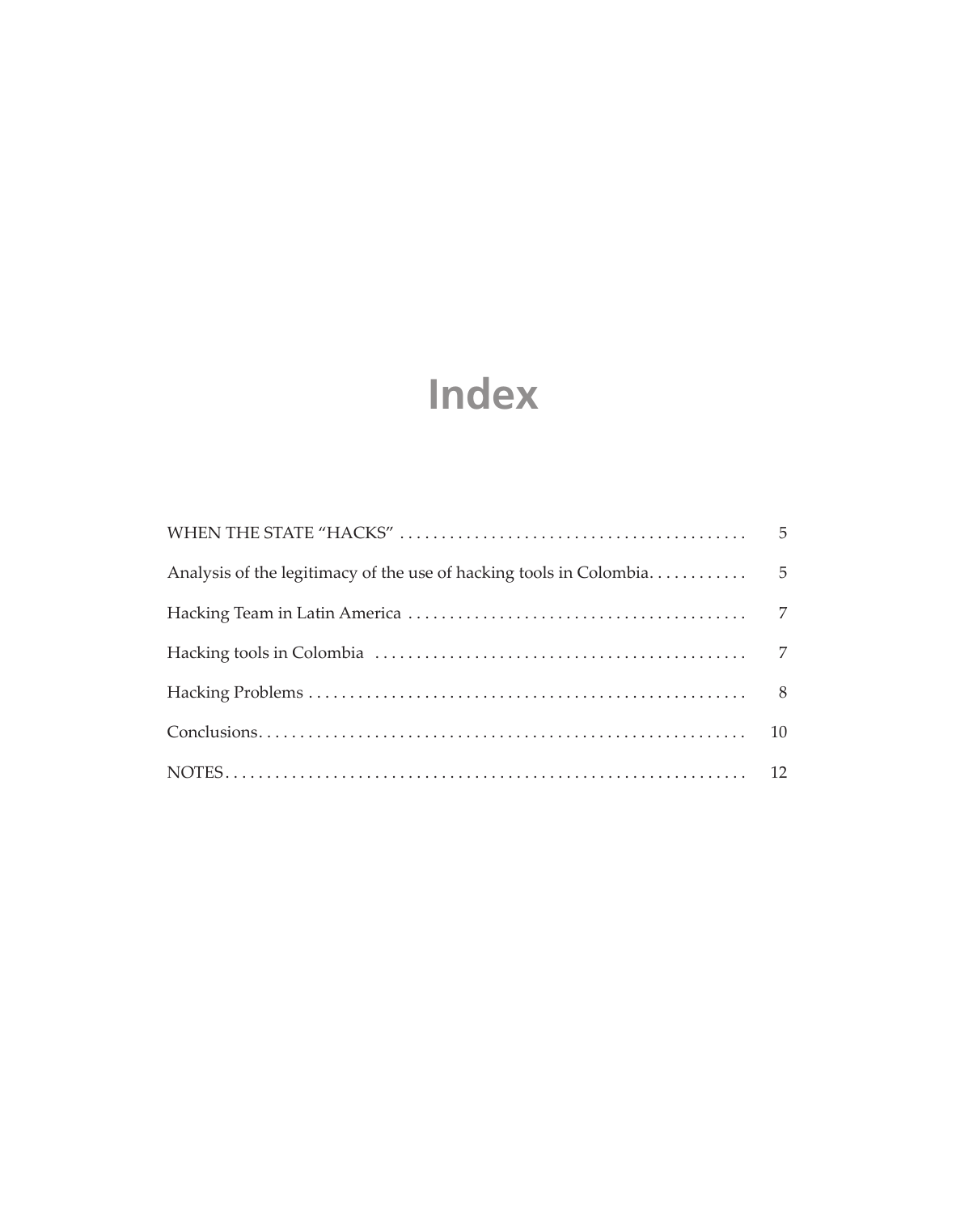# Index

| | |
|---|---|
| WHEN THE STATE "HACKS" | 5 |
| Analysis of the legitimacy of the use of hacking tools in Colombia | 5 |
| Hacking Team in Latin America | 7 |
| Hacking tools in Colombia | 7 |
| Hacking Problems | 8 |
| Conclusions | 10 |
| NOTES | 12 |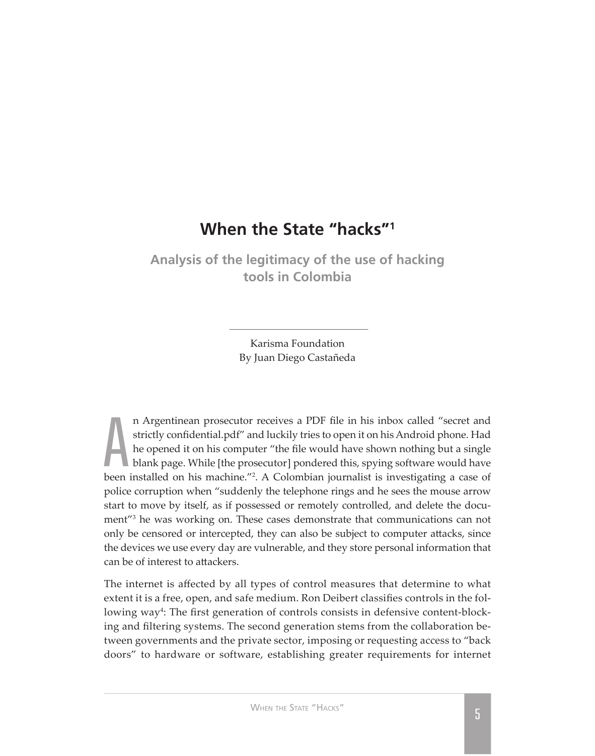# When the State "hacks"[1]

## Analysis of the legitimacy of the use of hacking tools in Colombia

Karisma Foundation
By Juan Diego Castañeda

An Argentinean prosecutor receives a PDF file in his inbox called "secret and strictly confidential.pdf" and luckily tries to open it on his Android phone. Had he opened it on his computer "the file would have shown nothing but a single blank page. While [the prosecutor] pondered this, spying software would have been installed on his machine."[2]. A Colombian journalist is investigating a case of police corruption when "suddenly the telephone rings and he sees the mouse arrow start to move by itself, as if possessed or remotely controlled, and delete the document"[3] he was working on. These cases demonstrate that communications can not only be censored or intercepted, they can also be subject to computer attacks, since the devices we use every day are vulnerable, and they store personal information that can be of interest to attackers.

The internet is affected by all types of control measures that determine to what extent it is a free, open, and safe medium. Ron Deibert classifies controls in the following way[4]: The first generation of controls consists in defensive content-blocking and filtering systems. The second generation stems from the collaboration between governments and the private sector, imposing or requesting access to "back doors" to hardware or software, establishing greater requirements for internet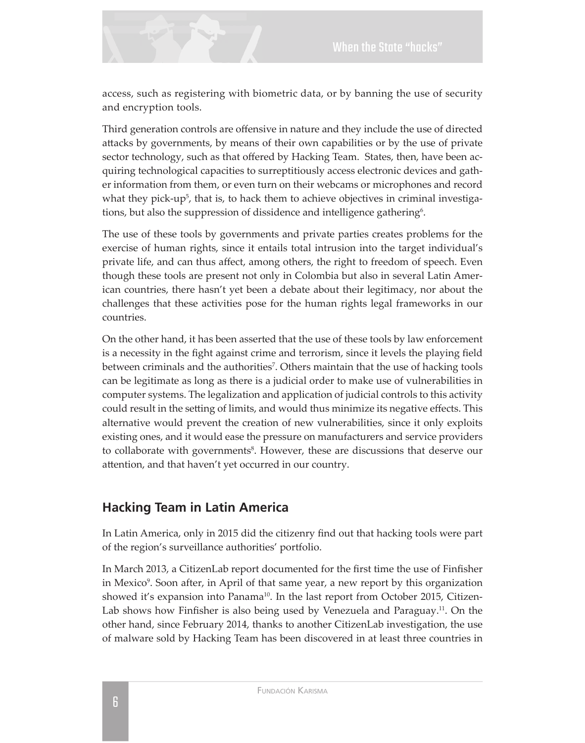access, such as registering with biometric data, or by banning the use of security and encryption tools.

Third generation controls are offensive in nature and they include the use of directed attacks by governments, by means of their own capabilities or by the use of private sector technology, such as that offered by Hacking Team. States, then, have been acquiring technological capacities to surreptitiously access electronic devices and gather information from them, or even turn on their webcams or microphones and record what they pick-up[5], that is, to hack them to achieve objectives in criminal investigations, but also the suppression of dissidence and intelligence gathering[6].

The use of these tools by governments and private parties creates problems for the exercise of human rights, since it entails total intrusion into the target individual's private life, and can thus affect, among others, the right to freedom of speech. Even though these tools are present not only in Colombia but also in several Latin American countries, there hasn't yet been a debate about their legitimacy, nor about the challenges that these activities pose for the human rights legal frameworks in our countries.

On the other hand, it has been asserted that the use of these tools by law enforcement is a necessity in the fight against crime and terrorism, since it levels the playing field between criminals and the authorities[7]. Others maintain that the use of hacking tools can be legitimate as long as there is a judicial order to make use of vulnerabilities in computer systems. The legalization and application of judicial controls to this activity could result in the setting of limits, and would thus minimize its negative effects. This alternative would prevent the creation of new vulnerabilities, since it only exploits existing ones, and it would ease the pressure on manufacturers and service providers to collaborate with governments[8]. However, these are discussions that deserve our attention, and that haven't yet occurred in our country.

## Hacking Team in Latin America

In Latin America, only in 2015 did the citizenry find out that hacking tools were part of the region's surveillance authorities' portfolio.

In March 2013, a CitizenLab report documented for the first time the use of Finfisher in Mexico[9]. Soon after, in April of that same year, a new report by this organization showed it's expansion into Panama[10]. In the last report from October 2015, CitizenLab shows how Finfisher is also being used by Venezuela and Paraguay.[11]. On the other hand, since February 2014, thanks to another CitizenLab investigation, the use of malware sold by Hacking Team has been discovered in at least three countries in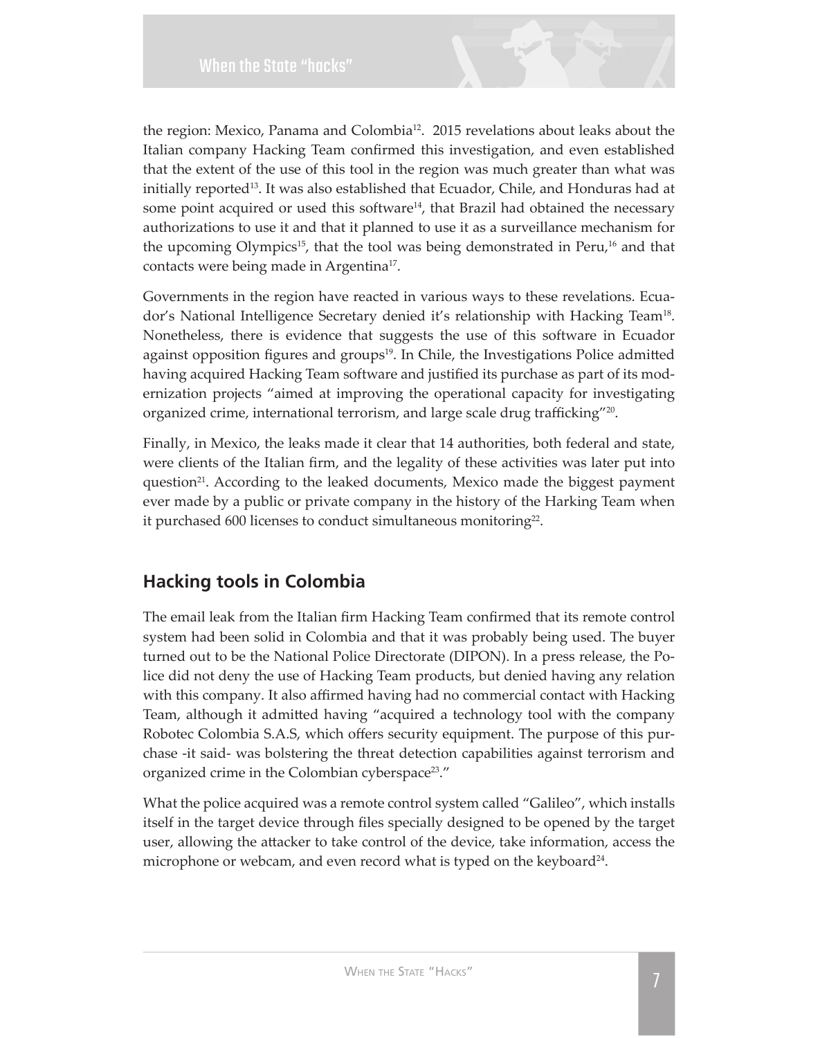the region: Mexico, Panama and Colombia[12]. 2015 revelations about leaks about the Italian company Hacking Team confirmed this investigation, and even established that the extent of the use of this tool in the region was much greater than what was initially reported[13]. It was also established that Ecuador, Chile, and Honduras had at some point acquired or used this software[14], that Brazil had obtained the necessary authorizations to use it and that it planned to use it as a surveillance mechanism for the upcoming Olympics[15], that the tool was being demonstrated in Peru,[16] and that contacts were being made in Argentina[17].

Governments in the region have reacted in various ways to these revelations. Ecuador's National Intelligence Secretary denied it's relationship with Hacking Team[18]. Nonetheless, there is evidence that suggests the use of this software in Ecuador against opposition figures and groups[19]. In Chile, the Investigations Police admitted having acquired Hacking Team software and justified its purchase as part of its modernization projects "aimed at improving the operational capacity for investigating organized crime, international terrorism, and large scale drug trafficking"[20].

Finally, in Mexico, the leaks made it clear that 14 authorities, both federal and state, were clients of the Italian firm, and the legality of these activities was later put into question[21]. According to the leaked documents, Mexico made the biggest payment ever made by a public or private company in the history of the Harking Team when it purchased 600 licenses to conduct simultaneous monitoring[22].

## Hacking tools in Colombia

The email leak from the Italian firm Hacking Team confirmed that its remote control system had been solid in Colombia and that it was probably being used. The buyer turned out to be the National Police Directorate (DIPON). In a press release, the Police did not deny the use of Hacking Team products, but denied having any relation with this company. It also affirmed having had no commercial contact with Hacking Team, although it admitted having "acquired a technology tool with the company Robotec Colombia S.A.S, which offers security equipment. The purpose of this purchase -it said- was bolstering the threat detection capabilities against terrorism and organized crime in the Colombian cyberspace[23]."

What the police acquired was a remote control system called "Galileo", which installs itself in the target device through files specially designed to be opened by the target user, allowing the attacker to take control of the device, take information, access the microphone or webcam, and even record what is typed on the keyboard[24].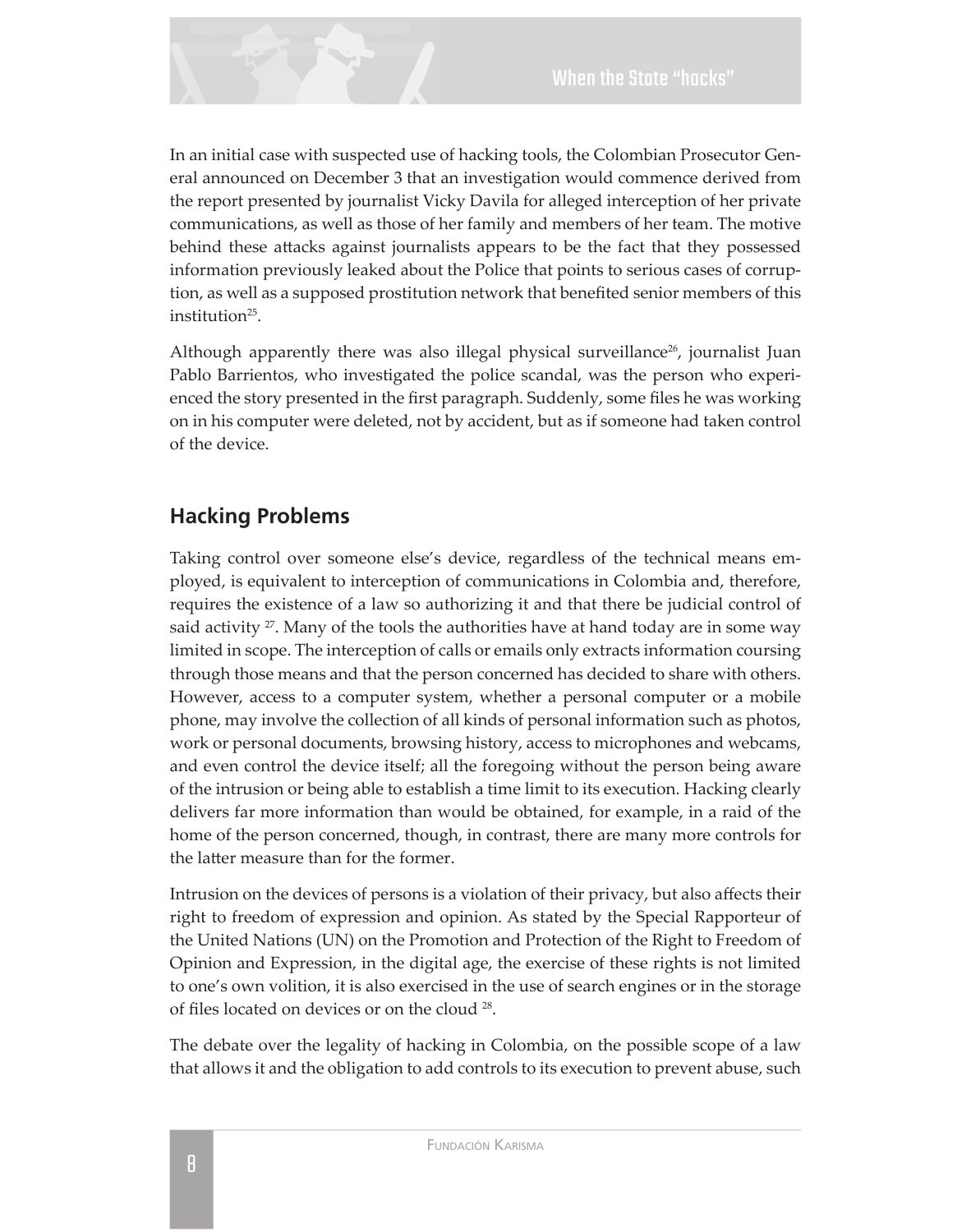In an initial case with suspected use of hacking tools, the Colombian Prosecutor General announced on December 3 that an investigation would commence derived from the report presented by journalist Vicky Davila for alleged interception of her private communications, as well as those of her family and members of her team. The motive behind these attacks against journalists appears to be the fact that they possessed information previously leaked about the Police that points to serious cases of corruption, as well as a supposed prostitution network that benefited senior members of this institution[25].

Although apparently there was also illegal physical surveillance[26], journalist Juan Pablo Barrientos, who investigated the police scandal, was the person who experienced the story presented in the first paragraph. Suddenly, some files he was working on in his computer were deleted, not by accident, but as if someone had taken control of the device.

## Hacking Problems

Taking control over someone else's device, regardless of the technical means employed, is equivalent to interception of communications in Colombia and, therefore, requires the existence of a law so authorizing it and that there be judicial control of said activity [27]. Many of the tools the authorities have at hand today are in some way limited in scope. The interception of calls or emails only extracts information coursing through those means and that the person concerned has decided to share with others. However, access to a computer system, whether a personal computer or a mobile phone, may involve the collection of all kinds of personal information such as photos, work or personal documents, browsing history, access to microphones and webcams, and even control the device itself; all the foregoing without the person being aware of the intrusion or being able to establish a time limit to its execution. Hacking clearly delivers far more information than would be obtained, for example, in a raid of the home of the person concerned, though, in contrast, there are many more controls for the latter measure than for the former.

Intrusion on the devices of persons is a violation of their privacy, but also affects their right to freedom of expression and opinion. As stated by the Special Rapporteur of the United Nations (UN) on the Promotion and Protection of the Right to Freedom of Opinion and Expression, in the digital age, the exercise of these rights is not limited to one's own volition, it is also exercised in the use of search engines or in the storage of files located on devices or on the cloud [28].

The debate over the legality of hacking in Colombia, on the possible scope of a law that allows it and the obligation to add controls to its execution to prevent abuse, such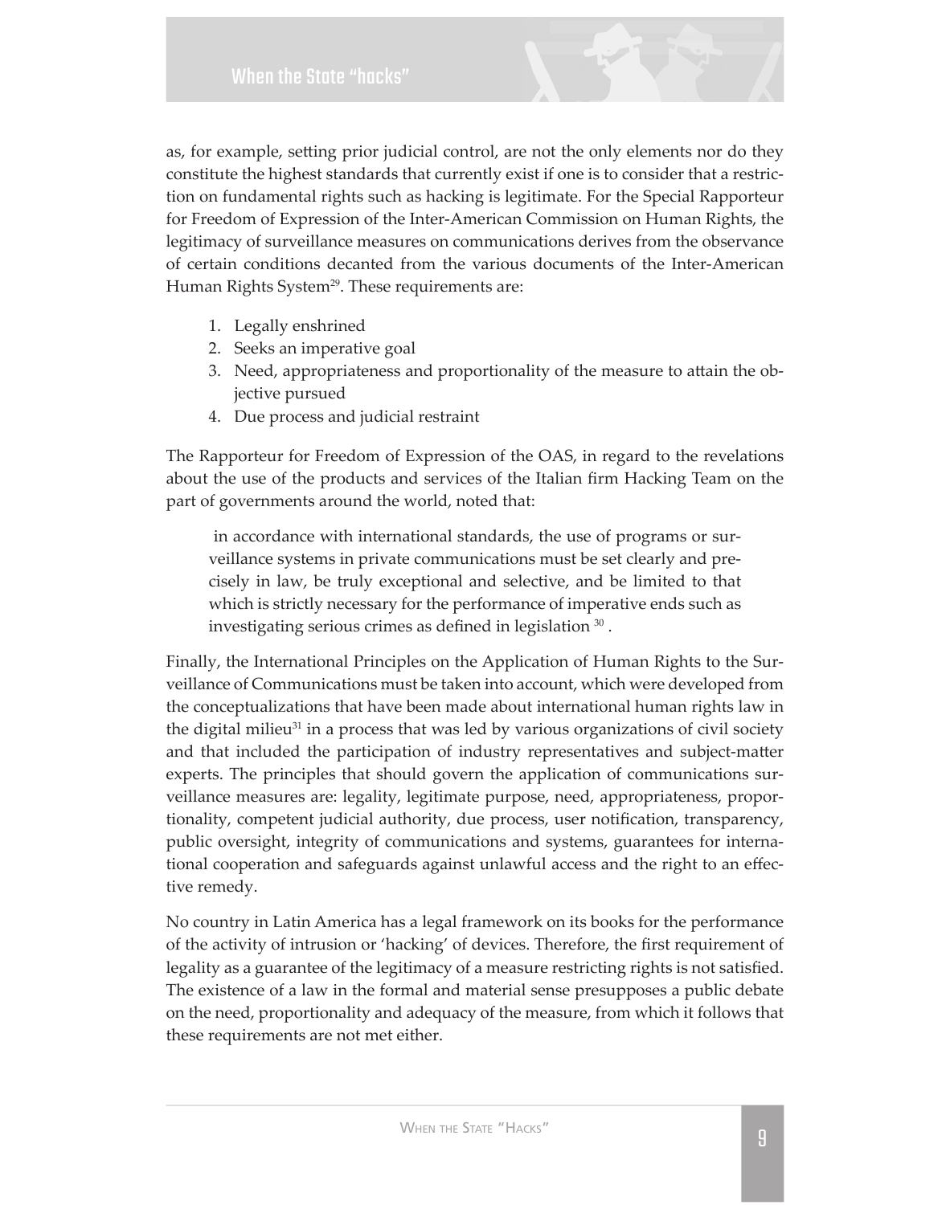as, for example, setting prior judicial control, are not the only elements nor do they constitute the highest standards that currently exist if one is to consider that a restriction on fundamental rights such as hacking is legitimate. For the Special Rapporteur for Freedom of Expression of the Inter-American Commission on Human Rights, the legitimacy of surveillance measures on communications derives from the observance of certain conditions decanted from the various documents of the Inter-American Human Rights System[29]. These requirements are:

1. Legally enshrined
2. Seeks an imperative goal
3. Need, appropriateness and proportionality of the measure to attain the objective pursued
4. Due process and judicial restraint

The Rapporteur for Freedom of Expression of the OAS, in regard to the revelations about the use of the products and services of the Italian firm Hacking Team on the part of governments around the world, noted that:

> in accordance with international standards, the use of programs or surveillance systems in private communications must be set clearly and precisely in law, be truly exceptional and selective, and be limited to that which is strictly necessary for the performance of imperative ends such as investigating serious crimes as defined in legislation [30] .

Finally, the International Principles on the Application of Human Rights to the Surveillance of Communications must be taken into account, which were developed from the conceptualizations that have been made about international human rights law in the digital milieu[31] in a process that was led by various organizations of civil society and that included the participation of industry representatives and subject-matter experts. The principles that should govern the application of communications surveillance measures are: legality, legitimate purpose, need, appropriateness, proportionality, competent judicial authority, due process, user notification, transparency, public oversight, integrity of communications and systems, guarantees for international cooperation and safeguards against unlawful access and the right to an effective remedy.

No country in Latin America has a legal framework on its books for the performance of the activity of intrusion or 'hacking' of devices. Therefore, the first requirement of legality as a guarantee of the legitimacy of a measure restricting rights is not satisfied. The existence of a law in the formal and material sense presupposes a public debate on the need, proportionality and adequacy of the measure, from which it follows that these requirements are not met either.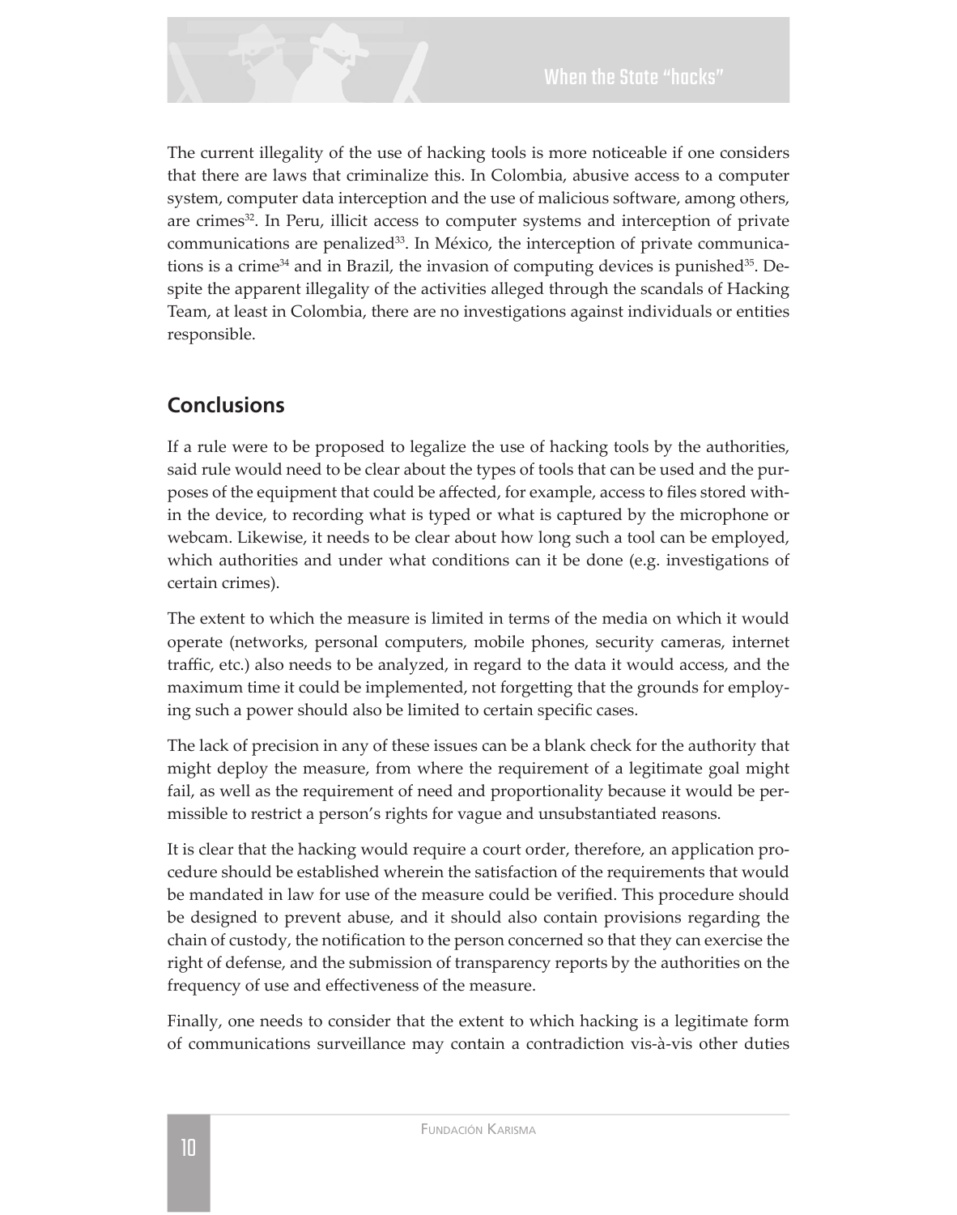The current illegality of the use of hacking tools is more noticeable if one considers that there are laws that criminalize this. In Colombia, abusive access to a computer system, computer data interception and the use of malicious software, among others, are crimes[32]. In Peru, illicit access to computer systems and interception of private communications are penalized[33]. In México, the interception of private communications is a crime[34] and in Brazil, the invasion of computing devices is punished[35]. Despite the apparent illegality of the activities alleged through the scandals of Hacking Team, at least in Colombia, there are no investigations against individuals or entities responsible.

## Conclusions

If a rule were to be proposed to legalize the use of hacking tools by the authorities, said rule would need to be clear about the types of tools that can be used and the purposes of the equipment that could be affected, for example, access to files stored within the device, to recording what is typed or what is captured by the microphone or webcam. Likewise, it needs to be clear about how long such a tool can be employed, which authorities and under what conditions can it be done (e.g. investigations of certain crimes).

The extent to which the measure is limited in terms of the media on which it would operate (networks, personal computers, mobile phones, security cameras, internet traffic, etc.) also needs to be analyzed, in regard to the data it would access, and the maximum time it could be implemented, not forgetting that the grounds for employing such a power should also be limited to certain specific cases.

The lack of precision in any of these issues can be a blank check for the authority that might deploy the measure, from where the requirement of a legitimate goal might fail, as well as the requirement of need and proportionality because it would be permissible to restrict a person's rights for vague and unsubstantiated reasons.

It is clear that the hacking would require a court order, therefore, an application procedure should be established wherein the satisfaction of the requirements that would be mandated in law for use of the measure could be verified. This procedure should be designed to prevent abuse, and it should also contain provisions regarding the chain of custody, the notification to the person concerned so that they can exercise the right of defense, and the submission of transparency reports by the authorities on the frequency of use and effectiveness of the measure.

Finally, one needs to consider that the extent to which hacking is a legitimate form of communications surveillance may contain a contradiction vis-à-vis other duties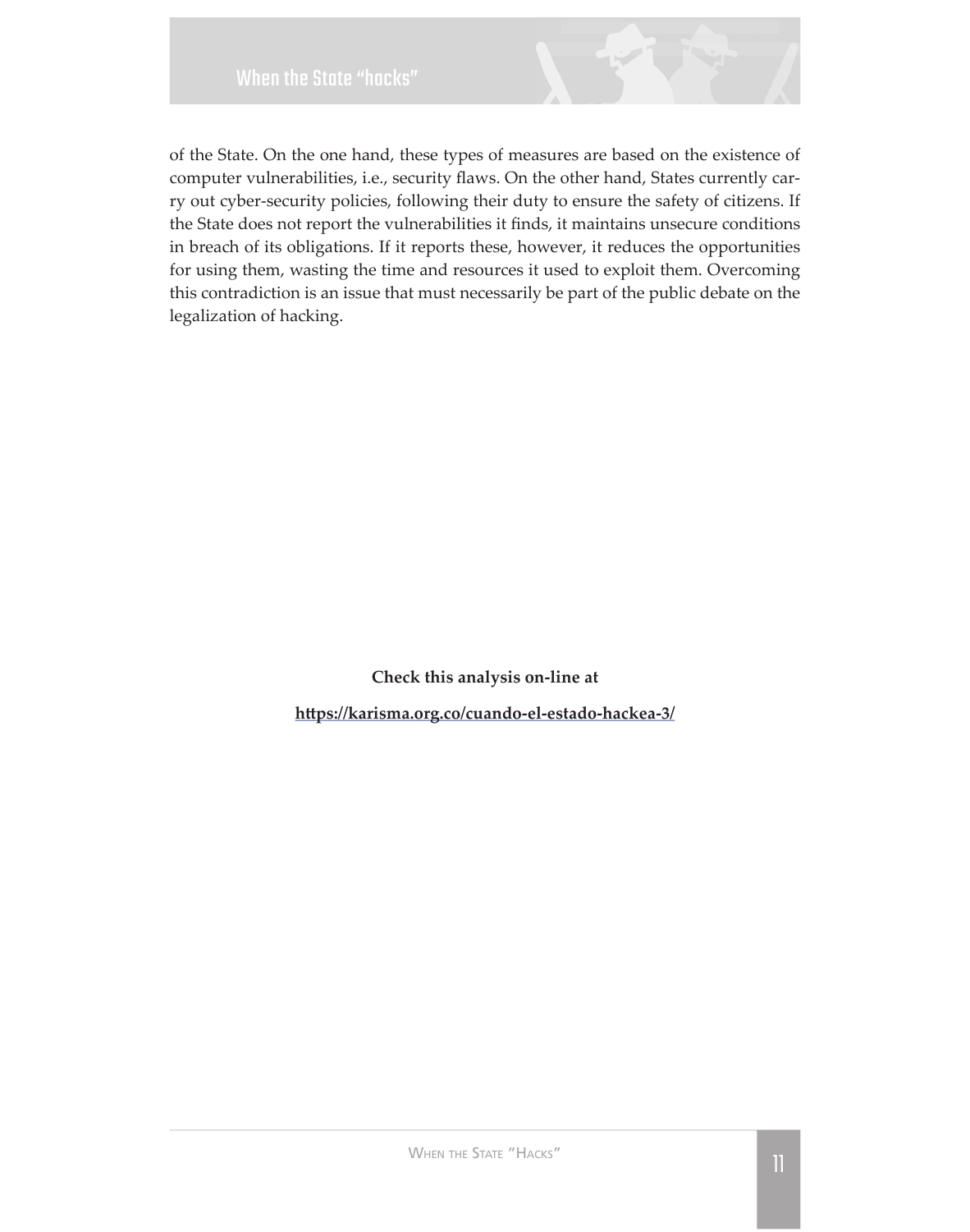of the State. On the one hand, these types of measures are based on the existence of computer vulnerabilities, i.e., security flaws. On the other hand, States currently carry out cyber-security policies, following their duty to ensure the safety of citizens. If the State does not report the vulnerabilities it finds, it maintains unsecure conditions in breach of its obligations. If it reports these, however, it reduces the opportunities for using them, wasting the time and resources it used to exploit them. Overcoming this contradiction is an issue that must necessarily be part of the public debate on the legalization of hacking.

**Check this analysis on-line at**

**https://karisma.org.co/cuando-el-estado-hackea-3/**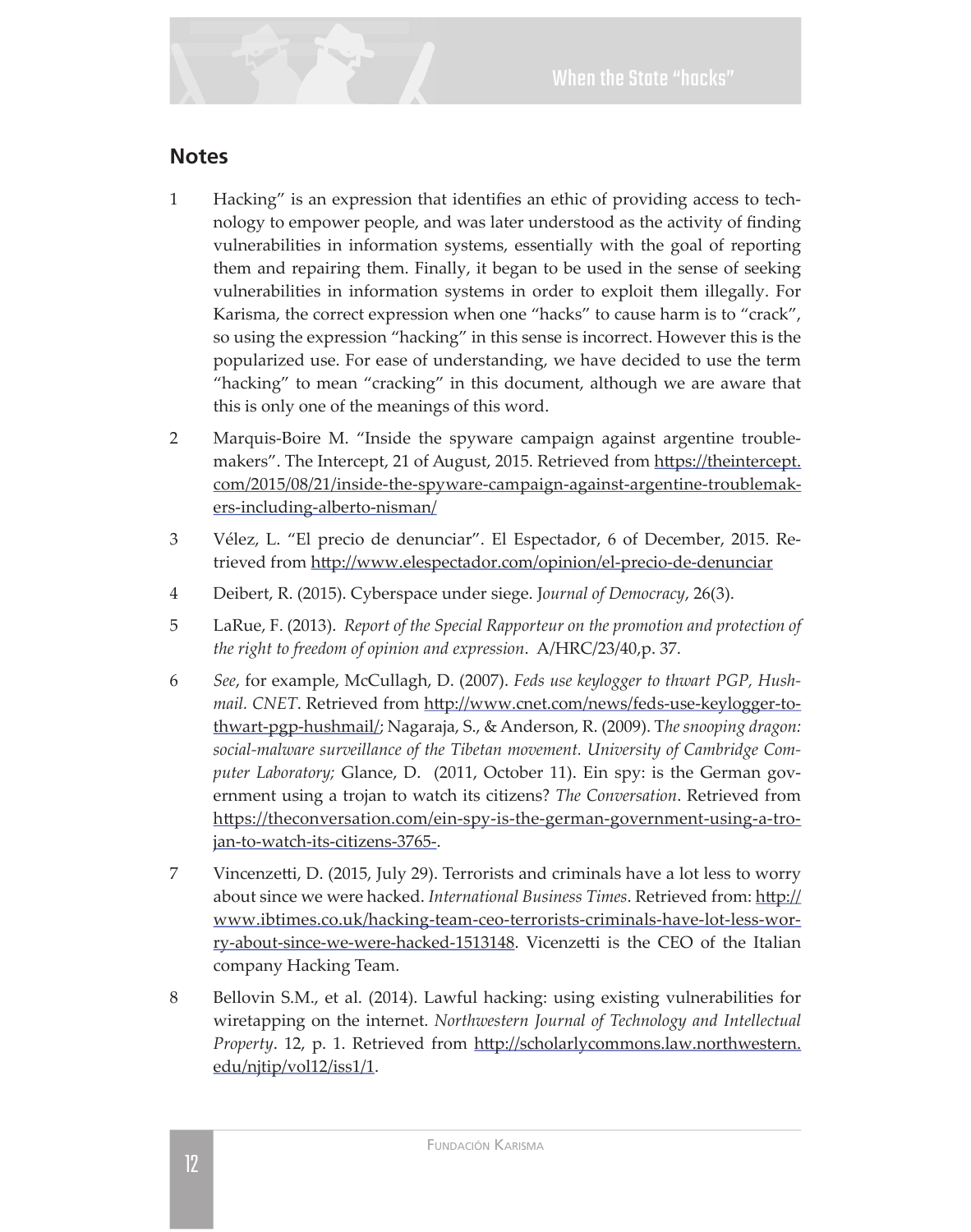## Notes

1. Hacking" is an expression that identifies an ethic of providing access to technology to empower people, and was later understood as the activity of finding vulnerabilities in information systems, essentially with the goal of reporting them and repairing them. Finally, it began to be used in the sense of seeking vulnerabilities in information systems in order to exploit them illegally. For Karisma, the correct expression when one "hacks" to cause harm is to "crack", so using the expression "hacking" in this sense is incorrect. However this is the popularized use. For ease of understanding, we have decided to use the term "hacking" to mean "cracking" in this document, although we are aware that this is only one of the meanings of this word.

2. Marquis-Boire M. "Inside the spyware campaign against argentine troublemakers". The Intercept, 21 of August, 2015. Retrieved from https://theintercept.com/2015/08/21/inside-the-spyware-campaign-against-argentine-troublemakers-including-alberto-nisman/

3. Vélez, L. "El precio de denunciar". El Espectador, 6 of December, 2015. Retrieved from http://www.elespectador.com/opinion/el-precio-de-denunciar

4. Deibert, R. (2015). Cyberspace under siege. J*ournal of Democracy*, 26(3).

5. LaRue, F. (2013). *Report of the Special Rapporteur on the promotion and protection of the right to freedom of opinion and expression*. A/HRC/23/40,p. 37.

6. *See*, for example, McCullagh, D. (2007). *Feds use keylogger to thwart PGP, Hushmail. CNET*. Retrieved from http://www.cnet.com/news/feds-use-keylogger-to-thwart-pgp-hushmail/; Nagaraja, S., & Anderson, R. (2009). T*he snooping dragon: social-malware surveillance of the Tibetan movement. University of Cambridge Computer Laboratory;* Glance, D. (2011, October 11). Ein spy: is the German government using a trojan to watch its citizens? *The Conversation*. Retrieved from https://theconversation.com/ein-spy-is-the-german-government-using-a-trojan-to-watch-its-citizens-3765-.

7. Vincenzetti, D. (2015, July 29). Terrorists and criminals have a lot less to worry about since we were hacked. *International Business Times*. Retrieved from: http://www.ibtimes.co.uk/hacking-team-ceo-terrorists-criminals-have-lot-less-worry-about-since-we-were-hacked-1513148. Vicenzetti is the CEO of the Italian company Hacking Team.

8. Bellovin S.M., et al. (2014). Lawful hacking: using existing vulnerabilities for wiretapping on the internet. *Northwestern Journal of Technology and Intellectual Property*. 12, p. 1. Retrieved from http://scholarlycommons.law.northwestern.edu/njtip/vol12/iss1/1.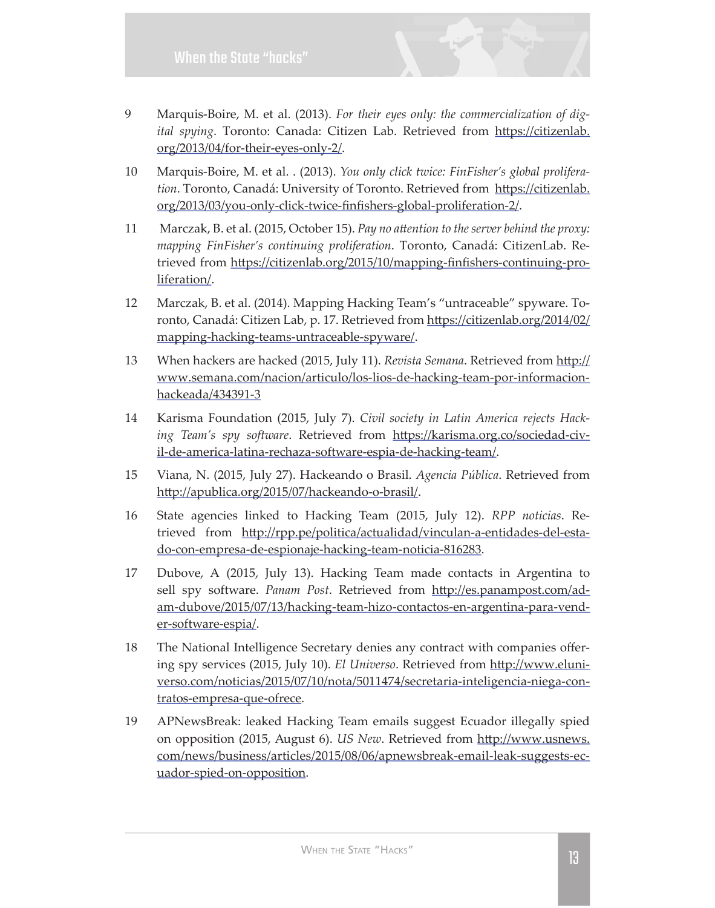9 Marquis-Boire, M. et al. (2013). *For their eyes only: the commercialization of digital spying*. Toronto: Canada: Citizen Lab. Retrieved from https://citizenlab.org/2013/04/for-their-eyes-only-2/.

10 Marquis-Boire, M. et al. . (2013). *You only click twice: FinFisher's global proliferation*. Toronto, Canadá: University of Toronto. Retrieved from https://citizenlab.org/2013/03/you-only-click-twice-finfishers-global-proliferation-2/.

11 Marczak, B. et al. (2015, October 15). *Pay no attention to the server behind the proxy: mapping FinFisher's continuing proliferation*. Toronto, Canadá: CitizenLab. Retrieved from https://citizenlab.org/2015/10/mapping-finfishers-continuing-proliferation/.

12 Marczak, B. et al. (2014). Mapping Hacking Team's "untraceable" spyware. Toronto, Canadá: Citizen Lab, p. 17. Retrieved from https://citizenlab.org/2014/02/mapping-hacking-teams-untraceable-spyware/.

13 When hackers are hacked (2015, July 11). *Revista Semana*. Retrieved from http://www.semana.com/nacion/articulo/los-lios-de-hacking-team-por-informacion-hackeada/434391-3

14 Karisma Foundation (2015, July 7). *Civil society in Latin America rejects Hacking Team's spy software*. Retrieved from https://karisma.org.co/sociedad-civil-de-america-latina-rechaza-software-espia-de-hacking-team/.

15 Viana, N. (2015, July 27). Hackeando o Brasil. *Agencia Pública*. Retrieved from http://apublica.org/2015/07/hackeando-o-brasil/.

16 State agencies linked to Hacking Team (2015, July 12). *RPP noticias*. Retrieved from http://rpp.pe/politica/actualidad/vinculan-a-entidades-del-estado-con-empresa-de-espionaje-hacking-team-noticia-816283.

17 Dubove, A (2015, July 13). Hacking Team made contacts in Argentina to sell spy software. *Panam Post*. Retrieved from http://es.panampost.com/adam-dubove/2015/07/13/hacking-team-hizo-contactos-en-argentina-para-vender-software-espia/.

18 The National Intelligence Secretary denies any contract with companies offering spy services (2015, July 10). *El Universo*. Retrieved from http://www.eluniverso.com/noticias/2015/07/10/nota/5011474/secretaria-inteligencia-niega-contratos-empresa-que-ofrece.

19 APNewsBreak: leaked Hacking Team emails suggest Ecuador illegally spied on opposition (2015, August 6). *US New*. Retrieved from http://www.usnews.com/news/business/articles/2015/08/06/apnewsbreak-email-leak-suggests-ecuador-spied-on-opposition.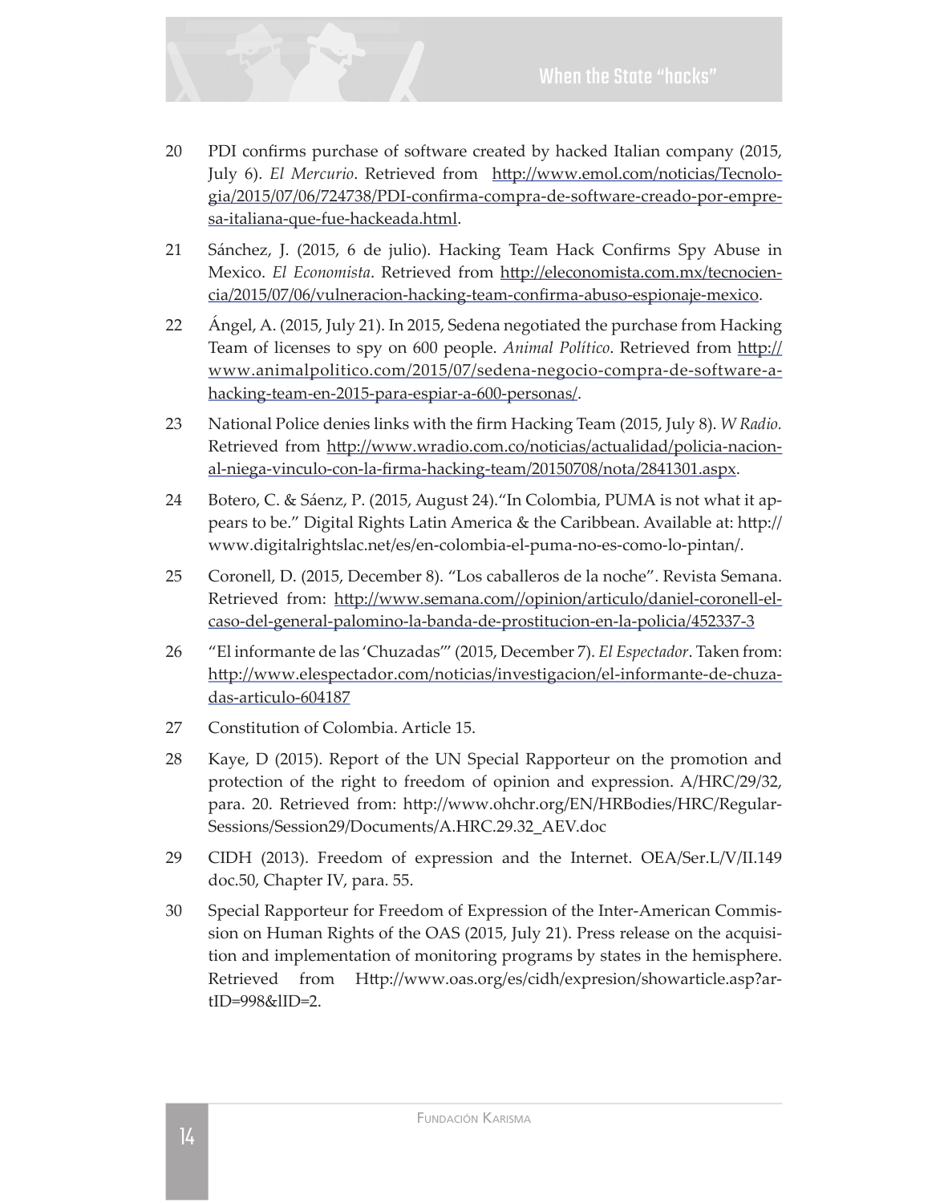20 PDI confirms purchase of software created by hacked Italian company (2015, July 6). *El Mercurio*. Retrieved from http://www.emol.com/noticias/Tecnologia/2015/07/06/724738/PDI-confirma-compra-de-software-creado-por-empresa-italiana-que-fue-hackeada.html.

21 Sánchez, J. (2015, 6 de julio). Hacking Team Hack Confirms Spy Abuse in Mexico. *El Economista*. Retrieved from http://eleconomista.com.mx/tecnociencia/2015/07/06/vulneracion-hacking-team-confirma-abuso-espionaje-mexico.

22 Ángel, A. (2015, July 21). In 2015, Sedena negotiated the purchase from Hacking Team of licenses to spy on 600 people. *Animal Político*. Retrieved from http://www.animalpolitico.com/2015/07/sedena-negocio-compra-de-software-a-hacking-team-en-2015-para-espiar-a-600-personas/.

23 National Police denies links with the firm Hacking Team (2015, July 8). *W Radio.* Retrieved from http://www.wradio.com.co/noticias/actualidad/policia-nacional-niega-vinculo-con-la-firma-hacking-team/20150708/nota/2841301.aspx.

24 Botero, C. & Sáenz, P. (2015, August 24)."In Colombia, PUMA is not what it appears to be." Digital Rights Latin America & the Caribbean. Available at: http://www.digitalrightslac.net/es/en-colombia-el-puma-no-es-como-lo-pintan/.

25 Coronell, D. (2015, December 8). "Los caballeros de la noche". Revista Semana. Retrieved from: http://www.semana.com//opinion/articulo/daniel-coronell-el-caso-del-general-palomino-la-banda-de-prostitucion-en-la-policia/452337-3

26 "El informante de las 'Chuzadas'" (2015, December 7). *El Espectador*. Taken from: http://www.elespectador.com/noticias/investigacion/el-informante-de-chuzadas-articulo-604187

27 Constitution of Colombia. Article 15.

28 Kaye, D (2015). Report of the UN Special Rapporteur on the promotion and protection of the right to freedom of opinion and expression. A/HRC/29/32, para. 20. Retrieved from: http://www.ohchr.org/EN/HRBodies/HRC/RegularSessions/Session29/Documents/A.HRC.29.32_AEV.doc

29 CIDH (2013). Freedom of expression and the Internet. OEA/Ser.L/V/II.149 doc.50, Chapter IV, para. 55.

30 Special Rapporteur for Freedom of Expression of the Inter-American Commission on Human Rights of the OAS (2015, July 21). Press release on the acquisition and implementation of monitoring programs by states in the hemisphere. Retrieved from Http://www.oas.org/es/cidh/expresion/showarticle.asp?artID=998&lID=2.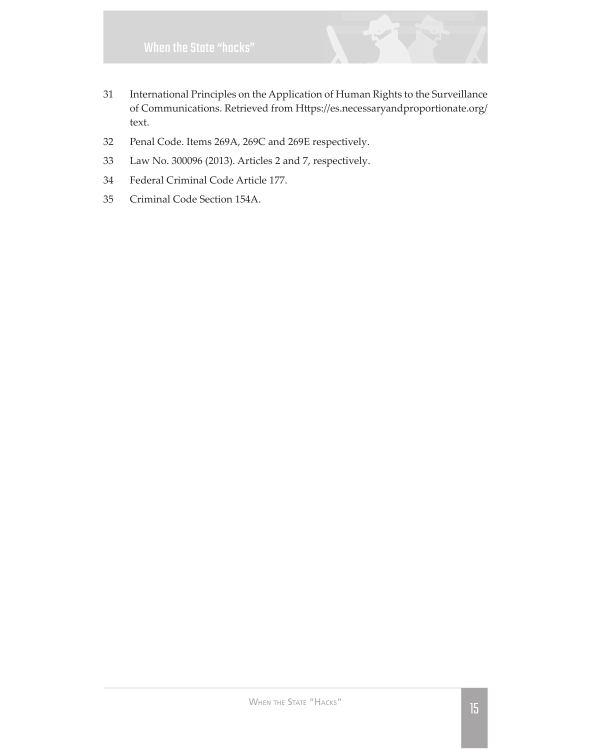31 International Principles on the Application of Human Rights to the Surveillance of Communications. Retrieved from Https://es.necessaryandproportionate.org/text.

32 Penal Code. Items 269A, 269C and 269E respectively.

33 Law No. 300096 (2013). Articles 2 and 7, respectively.

34 Federal Criminal Code Article 177.

35 Criminal Code Section 154A.